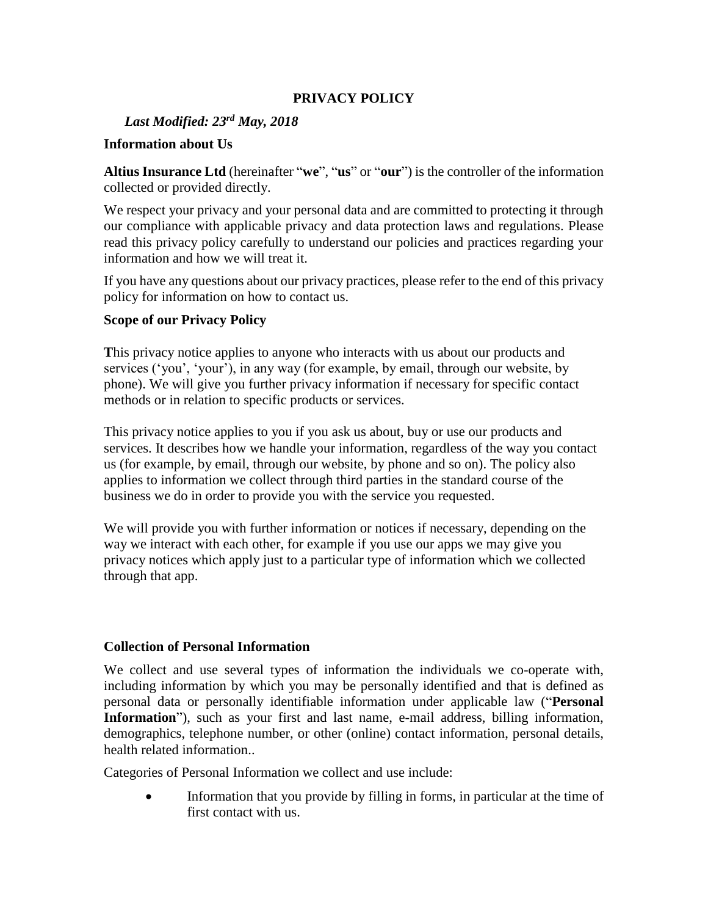# PRIVACY POLICY

***Last Modified: 23rd May, 2018***

## Information about Us

**Altius Insurance Ltd** (hereinafter "**we**", "**us**" or "**our**") is the controller of the information collected or provided directly.

We respect your privacy and your personal data and are committed to protecting it through our compliance with applicable privacy and data protection laws and regulations. Please read this privacy policy carefully to understand our policies and practices regarding your information and how we will treat it.

If you have any questions about our privacy practices, please refer to the end of this privacy policy for information on how to contact us.

## Scope of our Privacy Policy

**T**his privacy notice applies to anyone who interacts with us about our products and services ('you', 'your'), in any way (for example, by email, through our website, by phone). We will give you further privacy information if necessary for specific contact methods or in relation to specific products or services.

This privacy notice applies to you if you ask us about, buy or use our products and services. It describes how we handle your information, regardless of the way you contact us (for example, by email, through our website, by phone and so on). The policy also applies to information we collect through third parties in the standard course of the business we do in order to provide you with the service you requested.

We will provide you with further information or notices if necessary, depending on the way we interact with each other, for example if you use our apps we may give you privacy notices which apply just to a particular type of information which we collected through that app.

## Collection of Personal Information

We collect and use several types of information the individuals we co-operate with, including information by which you may be personally identified and that is defined as personal data or personally identifiable information under applicable law ("**Personal Information**"), such as your first and last name, e-mail address, billing information, demographics, telephone number, or other (online) contact information, personal details, health related information..

Categories of Personal Information we collect and use include:

- Information that you provide by filling in forms, in particular at the time of first contact with us.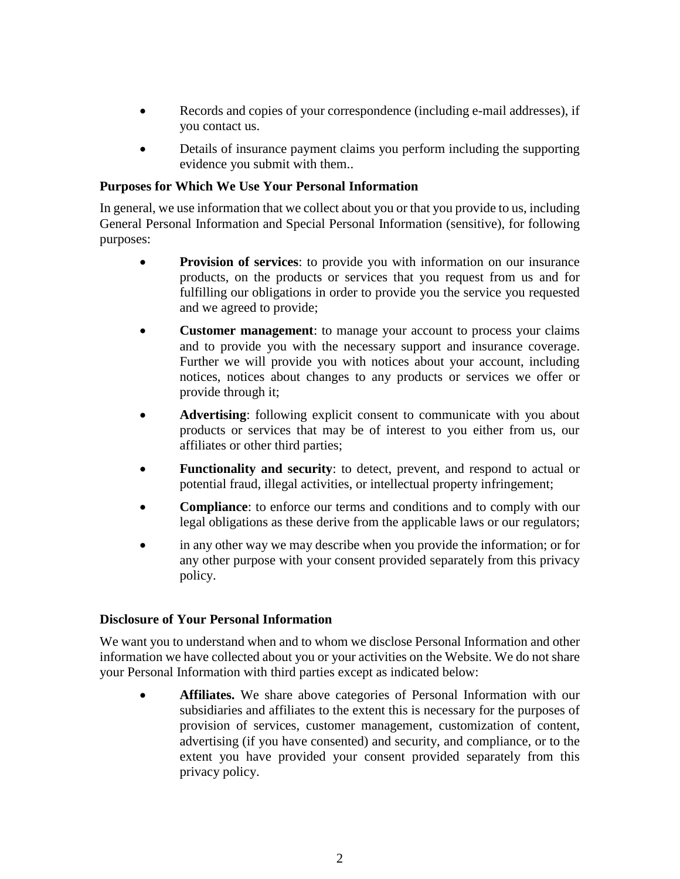- Records and copies of your correspondence (including e-mail addresses), if you contact us.
- Details of insurance payment claims you perform including the supporting evidence you submit with them..

**Purposes for Which We Use Your Personal Information**

In general, we use information that we collect about you or that you provide to us, including General Personal Information and Special Personal Information (sensitive), for following purposes:

- **Provision of services**: to provide you with information on our insurance products, on the products or services that you request from us and for fulfilling our obligations in order to provide you the service you requested and we agreed to provide;
- **Customer management**: to manage your account to process your claims and to provide you with the necessary support and insurance coverage. Further we will provide you with notices about your account, including notices, notices about changes to any products or services we offer or provide through it;
- **Advertising**: following explicit consent to communicate with you about products or services that may be of interest to you either from us, our affiliates or other third parties;
- **Functionality and security**: to detect, prevent, and respond to actual or potential fraud, illegal activities, or intellectual property infringement;
- **Compliance**: to enforce our terms and conditions and to comply with our legal obligations as these derive from the applicable laws or our regulators;
- in any other way we may describe when you provide the information; or for any other purpose with your consent provided separately from this privacy policy.

**Disclosure of Your Personal Information**

We want you to understand when and to whom we disclose Personal Information and other information we have collected about you or your activities on the Website. We do not share your Personal Information with third parties except as indicated below:

- **Affiliates.** We share above categories of Personal Information with our subsidiaries and affiliates to the extent this is necessary for the purposes of provision of services, customer management, customization of content, advertising (if you have consented) and security, and compliance, or to the extent you have provided your consent provided separately from this privacy policy.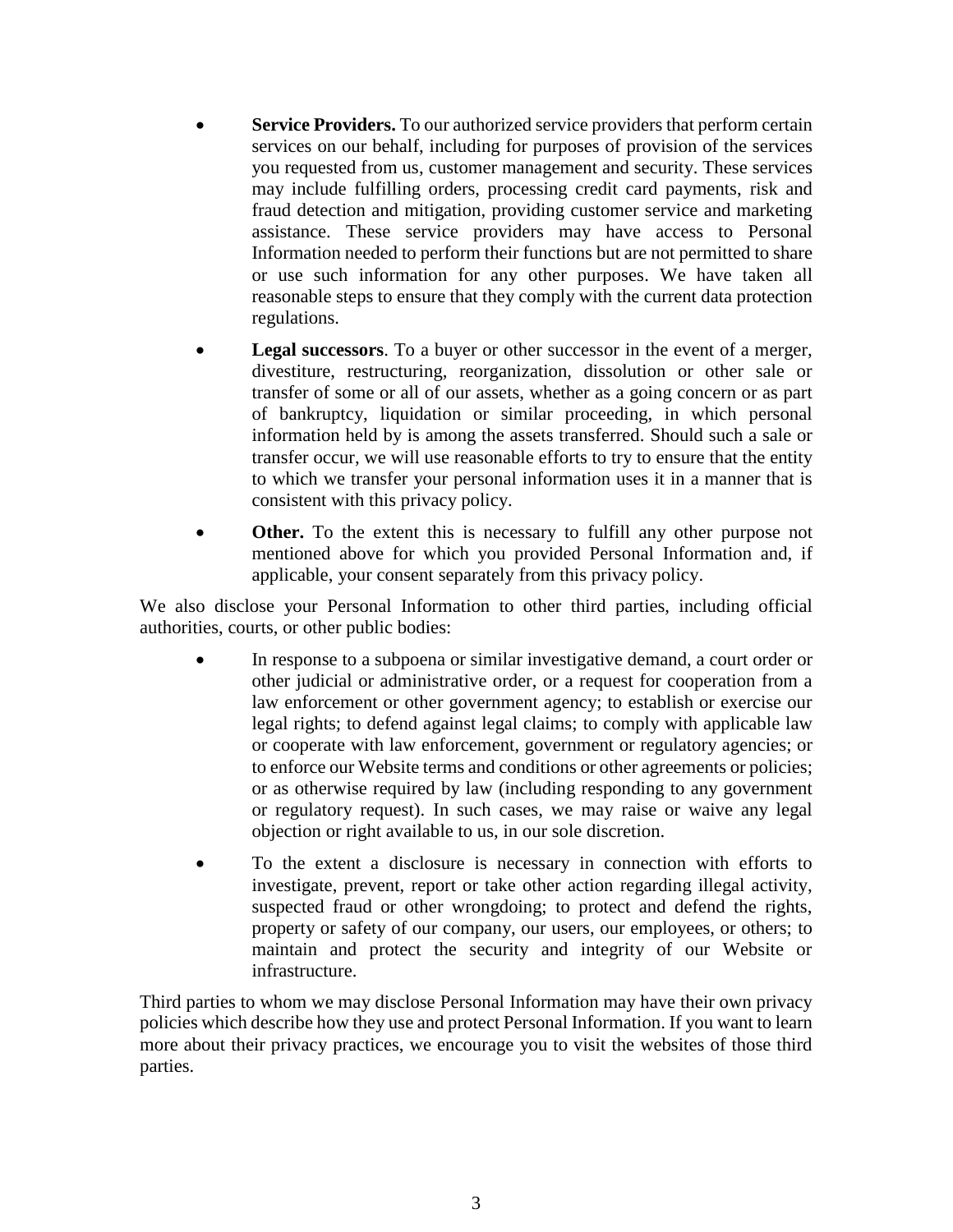- **Service Providers.** To our authorized service providers that perform certain services on our behalf, including for purposes of provision of the services you requested from us, customer management and security. These services may include fulfilling orders, processing credit card payments, risk and fraud detection and mitigation, providing customer service and marketing assistance. These service providers may have access to Personal Information needed to perform their functions but are not permitted to share or use such information for any other purposes. We have taken all reasonable steps to ensure that they comply with the current data protection regulations.
- **Legal successors**. To a buyer or other successor in the event of a merger, divestiture, restructuring, reorganization, dissolution or other sale or transfer of some or all of our assets, whether as a going concern or as part of bankruptcy, liquidation or similar proceeding, in which personal information held by is among the assets transferred. Should such a sale or transfer occur, we will use reasonable efforts to try to ensure that the entity to which we transfer your personal information uses it in a manner that is consistent with this privacy policy.
- **Other.** To the extent this is necessary to fulfill any other purpose not mentioned above for which you provided Personal Information and, if applicable, your consent separately from this privacy policy.

We also disclose your Personal Information to other third parties, including official authorities, courts, or other public bodies:

- In response to a subpoena or similar investigative demand, a court order or other judicial or administrative order, or a request for cooperation from a law enforcement or other government agency; to establish or exercise our legal rights; to defend against legal claims; to comply with applicable law or cooperate with law enforcement, government or regulatory agencies; or to enforce our Website terms and conditions or other agreements or policies; or as otherwise required by law (including responding to any government or regulatory request). In such cases, we may raise or waive any legal objection or right available to us, in our sole discretion.
- To the extent a disclosure is necessary in connection with efforts to investigate, prevent, report or take other action regarding illegal activity, suspected fraud or other wrongdoing; to protect and defend the rights, property or safety of our company, our users, our employees, or others; to maintain and protect the security and integrity of our Website or infrastructure.

Third parties to whom we may disclose Personal Information may have their own privacy policies which describe how they use and protect Personal Information. If you want to learn more about their privacy practices, we encourage you to visit the websites of those third parties.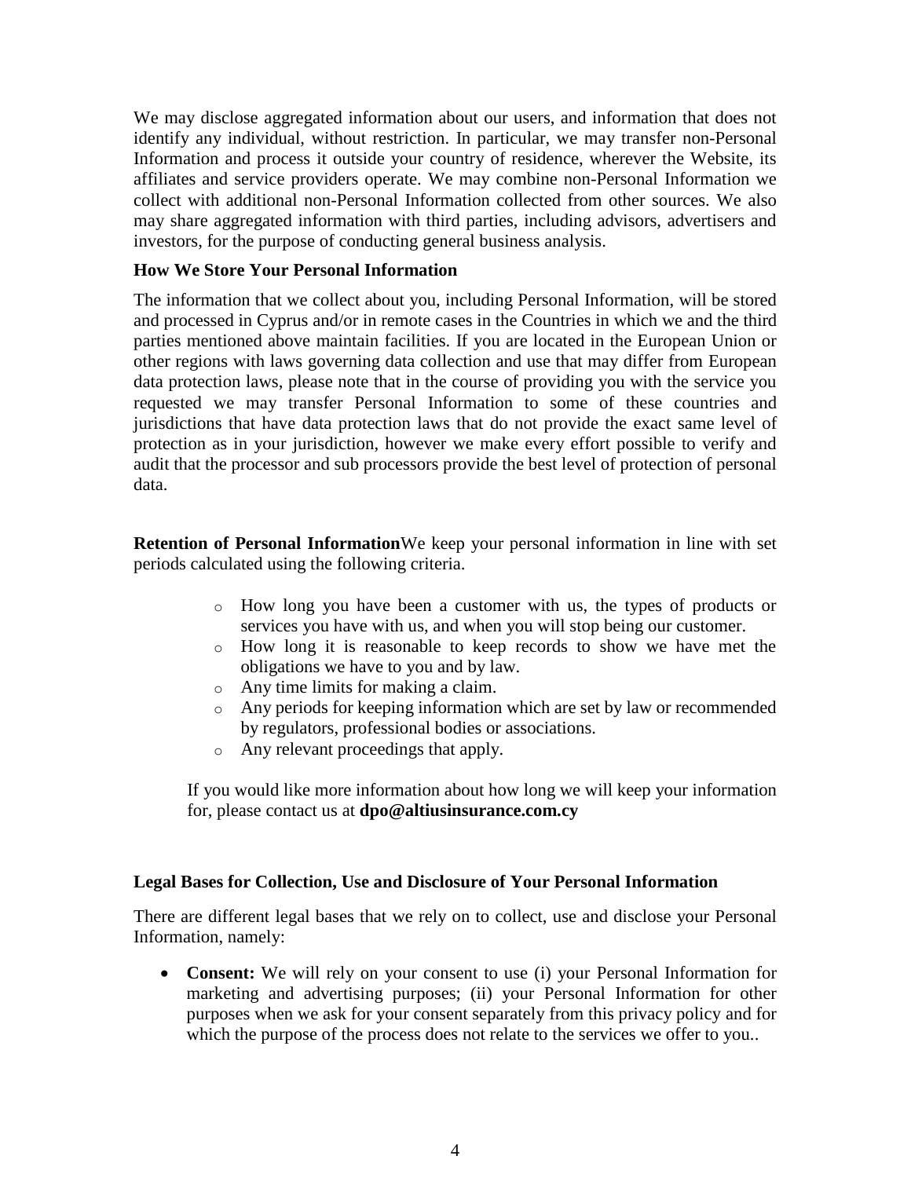We may disclose aggregated information about our users, and information that does not identify any individual, without restriction. In particular, we may transfer non-Personal Information and process it outside your country of residence, wherever the Website, its affiliates and service providers operate. We may combine non-Personal Information we collect with additional non-Personal Information collected from other sources. We also may share aggregated information with third parties, including advisors, advertisers and investors, for the purpose of conducting general business analysis.

**How We Store Your Personal Information**

The information that we collect about you, including Personal Information, will be stored and processed in Cyprus and/or in remote cases in the Countries in which we and the third parties mentioned above maintain facilities. If you are located in the European Union or other regions with laws governing data collection and use that may differ from European data protection laws, please note that in the course of providing you with the service you requested we may transfer Personal Information to some of these countries and jurisdictions that have data protection laws that do not provide the exact same level of protection as in your jurisdiction, however we make every effort possible to verify and audit that the processor and sub processors provide the best level of protection of personal data.

**Retention of Personal Information**We keep your personal information in line with set periods calculated using the following criteria.

- How long you have been a customer with us, the types of products or services you have with us, and when you will stop being our customer.
- How long it is reasonable to keep records to show we have met the obligations we have to you and by law.
- Any time limits for making a claim.
- Any periods for keeping information which are set by law or recommended by regulators, professional bodies or associations.
- Any relevant proceedings that apply.

If you would like more information about how long we will keep your information for, please contact us at **dpo@altiusinsurance.com.cy**

**Legal Bases for Collection, Use and Disclosure of Your Personal Information**

There are different legal bases that we rely on to collect, use and disclose your Personal Information, namely:

- **Consent:** We will rely on your consent to use (i) your Personal Information for marketing and advertising purposes; (ii) your Personal Information for other purposes when we ask for your consent separately from this privacy policy and for which the purpose of the process does not relate to the services we offer to you..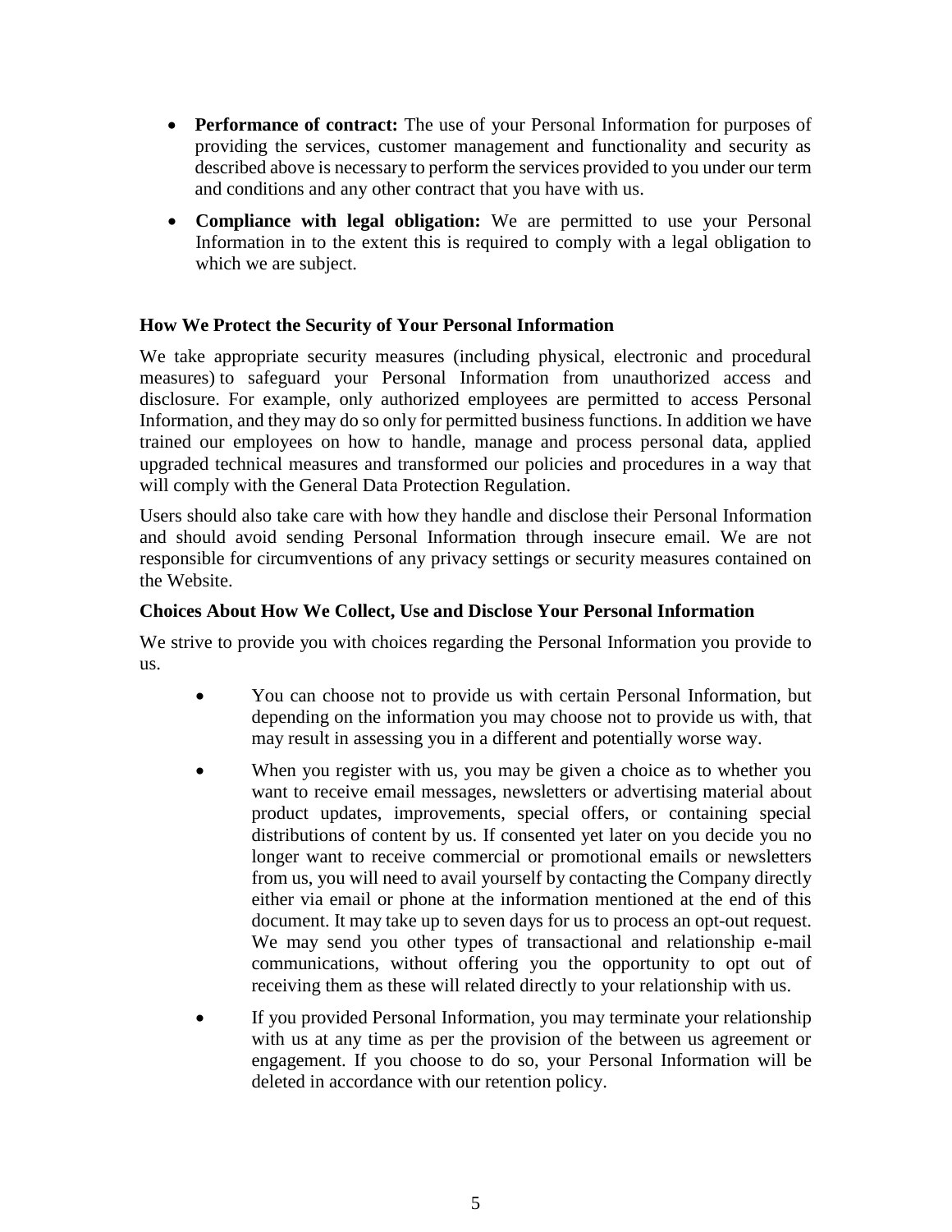- **Performance of contract:** The use of your Personal Information for purposes of providing the services, customer management and functionality and security as described above is necessary to perform the services provided to you under our term and conditions and any other contract that you have with us.
- **Compliance with legal obligation:** We are permitted to use your Personal Information in to the extent this is required to comply with a legal obligation to which we are subject.

**How We Protect the Security of Your Personal Information**

We take appropriate security measures (including physical, electronic and procedural measures) to safeguard your Personal Information from unauthorized access and disclosure. For example, only authorized employees are permitted to access Personal Information, and they may do so only for permitted business functions. In addition we have trained our employees on how to handle, manage and process personal data, applied upgraded technical measures and transformed our policies and procedures in a way that will comply with the General Data Protection Regulation.

Users should also take care with how they handle and disclose their Personal Information and should avoid sending Personal Information through insecure email. We are not responsible for circumventions of any privacy settings or security measures contained on the Website.

**Choices About How We Collect, Use and Disclose Your Personal Information**

We strive to provide you with choices regarding the Personal Information you provide to us.

- You can choose not to provide us with certain Personal Information, but depending on the information you may choose not to provide us with, that may result in assessing you in a different and potentially worse way.
- When you register with us, you may be given a choice as to whether you want to receive email messages, newsletters or advertising material about product updates, improvements, special offers, or containing special distributions of content by us. If consented yet later on you decide you no longer want to receive commercial or promotional emails or newsletters from us, you will need to avail yourself by contacting the Company directly either via email or phone at the information mentioned at the end of this document. It may take up to seven days for us to process an opt-out request. We may send you other types of transactional and relationship e-mail communications, without offering you the opportunity to opt out of receiving them as these will related directly to your relationship with us.
- If you provided Personal Information, you may terminate your relationship with us at any time as per the provision of the between us agreement or engagement. If you choose to do so, your Personal Information will be deleted in accordance with our retention policy.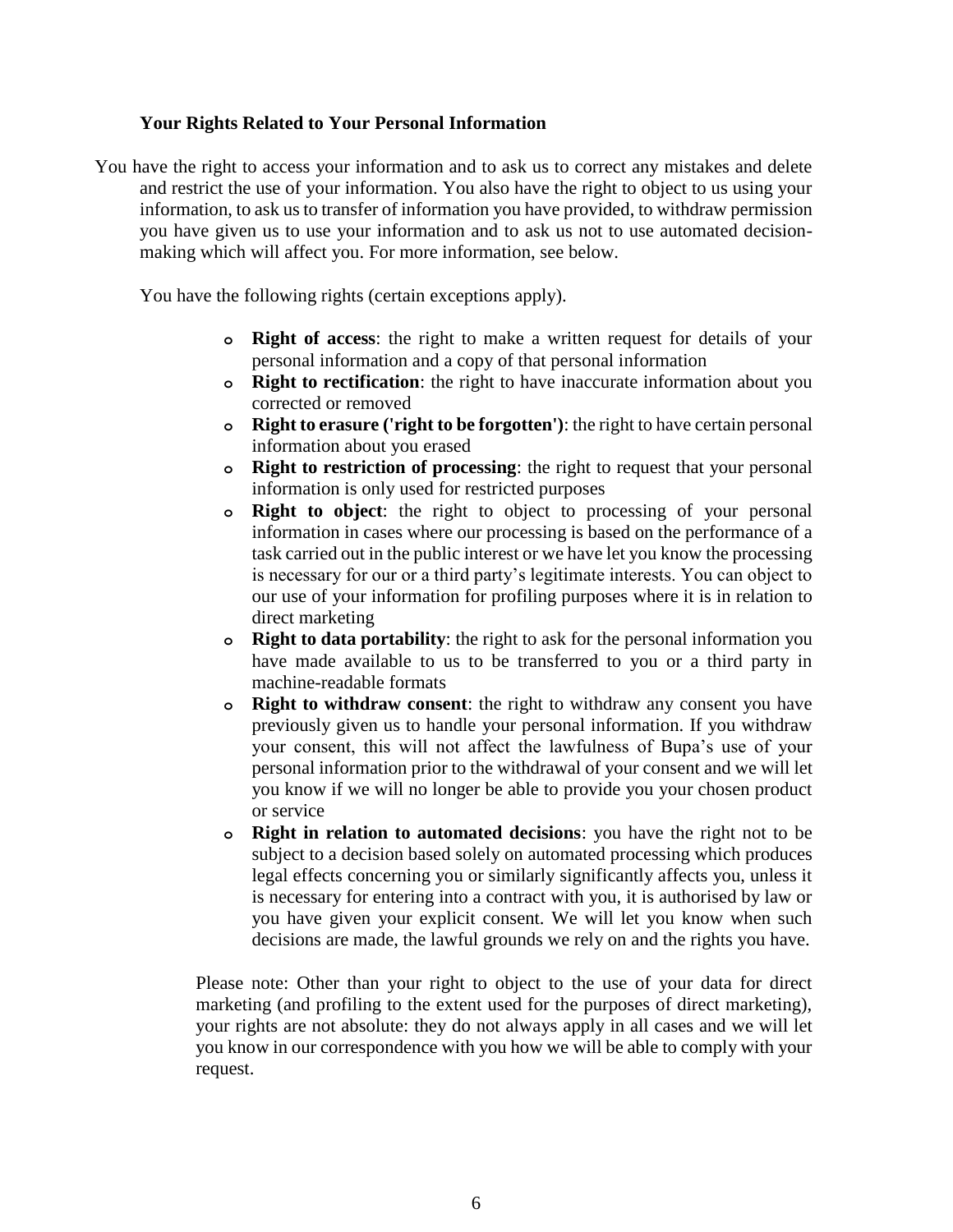### Your Rights Related to Your Personal Information

You have the right to access your information and to ask us to correct any mistakes and delete and restrict the use of your information. You also have the right to object to us using your information, to ask us to transfer of information you have provided, to withdraw permission you have given us to use your information and to ask us not to use automated decision-making which will affect you. For more information, see below.

You have the following rights (certain exceptions apply).

- **Right of access**: the right to make a written request for details of your personal information and a copy of that personal information
- **Right to rectification**: the right to have inaccurate information about you corrected or removed
- **Right to erasure ('right to be forgotten')**: the right to have certain personal information about you erased
- **Right to restriction of processing**: the right to request that your personal information is only used for restricted purposes
- **Right to object**: the right to object to processing of your personal information in cases where our processing is based on the performance of a task carried out in the public interest or we have let you know the processing is necessary for our or a third party's legitimate interests. You can object to our use of your information for profiling purposes where it is in relation to direct marketing
- **Right to data portability**: the right to ask for the personal information you have made available to us to be transferred to you or a third party in machine-readable formats
- **Right to withdraw consent**: the right to withdraw any consent you have previously given us to handle your personal information. If you withdraw your consent, this will not affect the lawfulness of Bupa's use of your personal information prior to the withdrawal of your consent and we will let you know if we will no longer be able to provide you your chosen product or service
- **Right in relation to automated decisions**: you have the right not to be subject to a decision based solely on automated processing which produces legal effects concerning you or similarly significantly affects you, unless it is necessary for entering into a contract with you, it is authorised by law or you have given your explicit consent. We will let you know when such decisions are made, the lawful grounds we rely on and the rights you have.

Please note: Other than your right to object to the use of your data for direct marketing (and profiling to the extent used for the purposes of direct marketing), your rights are not absolute: they do not always apply in all cases and we will let you know in our correspondence with you how we will be able to comply with your request.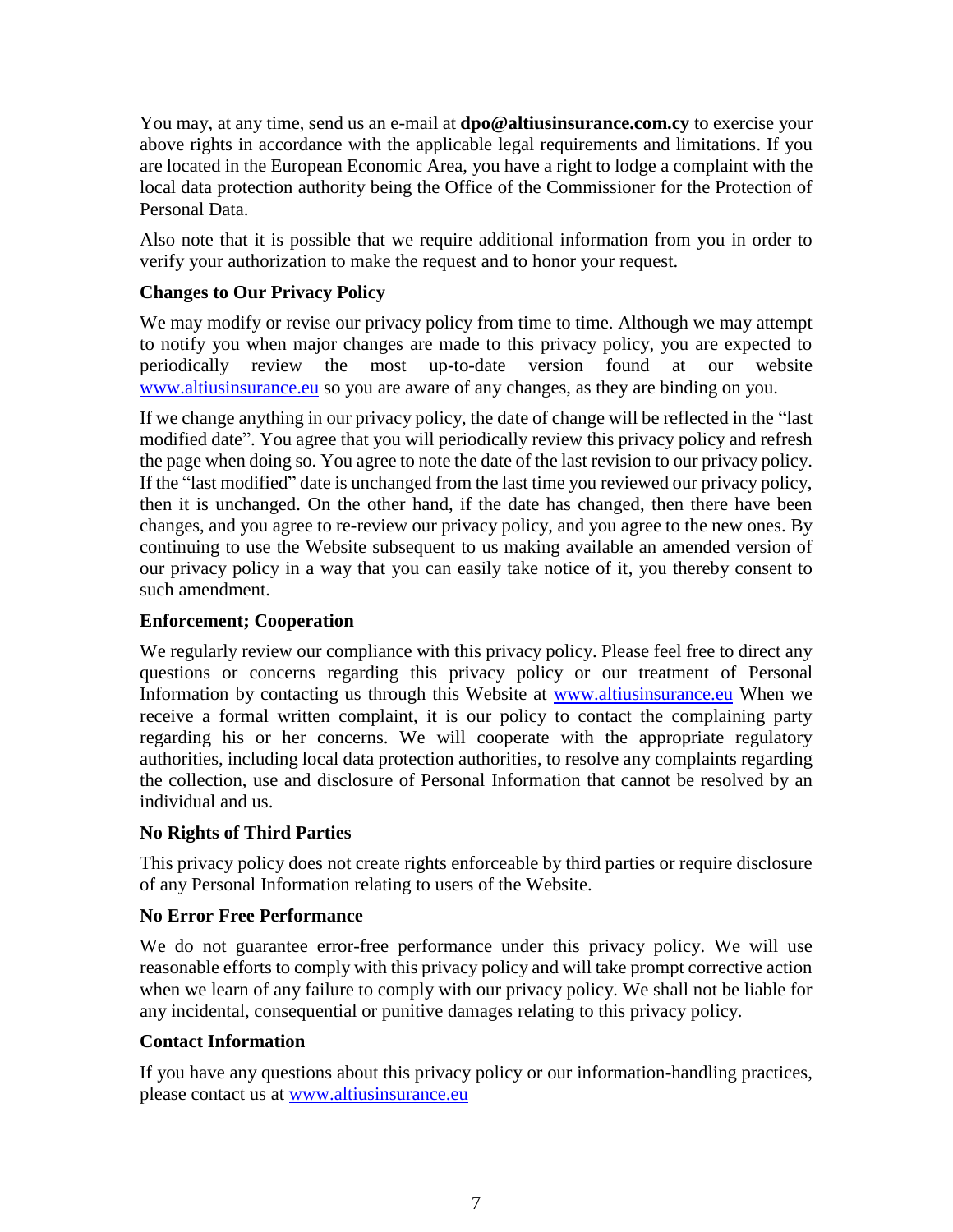You may, at any time, send us an e-mail at **dpo@altiusinsurance.com.cy** to exercise your above rights in accordance with the applicable legal requirements and limitations. If you are located in the European Economic Area, you have a right to lodge a complaint with the local data protection authority being the Office of the Commissioner for the Protection of Personal Data.

Also note that it is possible that we require additional information from you in order to verify your authorization to make the request and to honor your request.

**Changes to Our Privacy Policy**

We may modify or revise our privacy policy from time to time. Although we may attempt to notify you when major changes are made to this privacy policy, you are expected to periodically review the most up-to-date version found at our website [www.altiusinsurance.eu](www.altiusinsurance.eu) so you are aware of any changes, as they are binding on you.

If we change anything in our privacy policy, the date of change will be reflected in the "last modified date". You agree that you will periodically review this privacy policy and refresh the page when doing so. You agree to note the date of the last revision to our privacy policy. If the "last modified" date is unchanged from the last time you reviewed our privacy policy, then it is unchanged. On the other hand, if the date has changed, then there have been changes, and you agree to re-review our privacy policy, and you agree to the new ones. By continuing to use the Website subsequent to us making available an amended version of our privacy policy in a way that you can easily take notice of it, you thereby consent to such amendment.

**Enforcement; Cooperation**

We regularly review our compliance with this privacy policy. Please feel free to direct any questions or concerns regarding this privacy policy or our treatment of Personal Information by contacting us through this Website at [www.altiusinsurance.eu](www.altiusinsurance.eu) When we receive a formal written complaint, it is our policy to contact the complaining party regarding his or her concerns. We will cooperate with the appropriate regulatory authorities, including local data protection authorities, to resolve any complaints regarding the collection, use and disclosure of Personal Information that cannot be resolved by an individual and us.

**No Rights of Third Parties**

This privacy policy does not create rights enforceable by third parties or require disclosure of any Personal Information relating to users of the Website.

**No Error Free Performance**

We do not guarantee error-free performance under this privacy policy. We will use reasonable efforts to comply with this privacy policy and will take prompt corrective action when we learn of any failure to comply with our privacy policy. We shall not be liable for any incidental, consequential or punitive damages relating to this privacy policy.

**Contact Information**

If you have any questions about this privacy policy or our information-handling practices, please contact us at [www.altiusinsurance.eu](www.altiusinsurance.eu)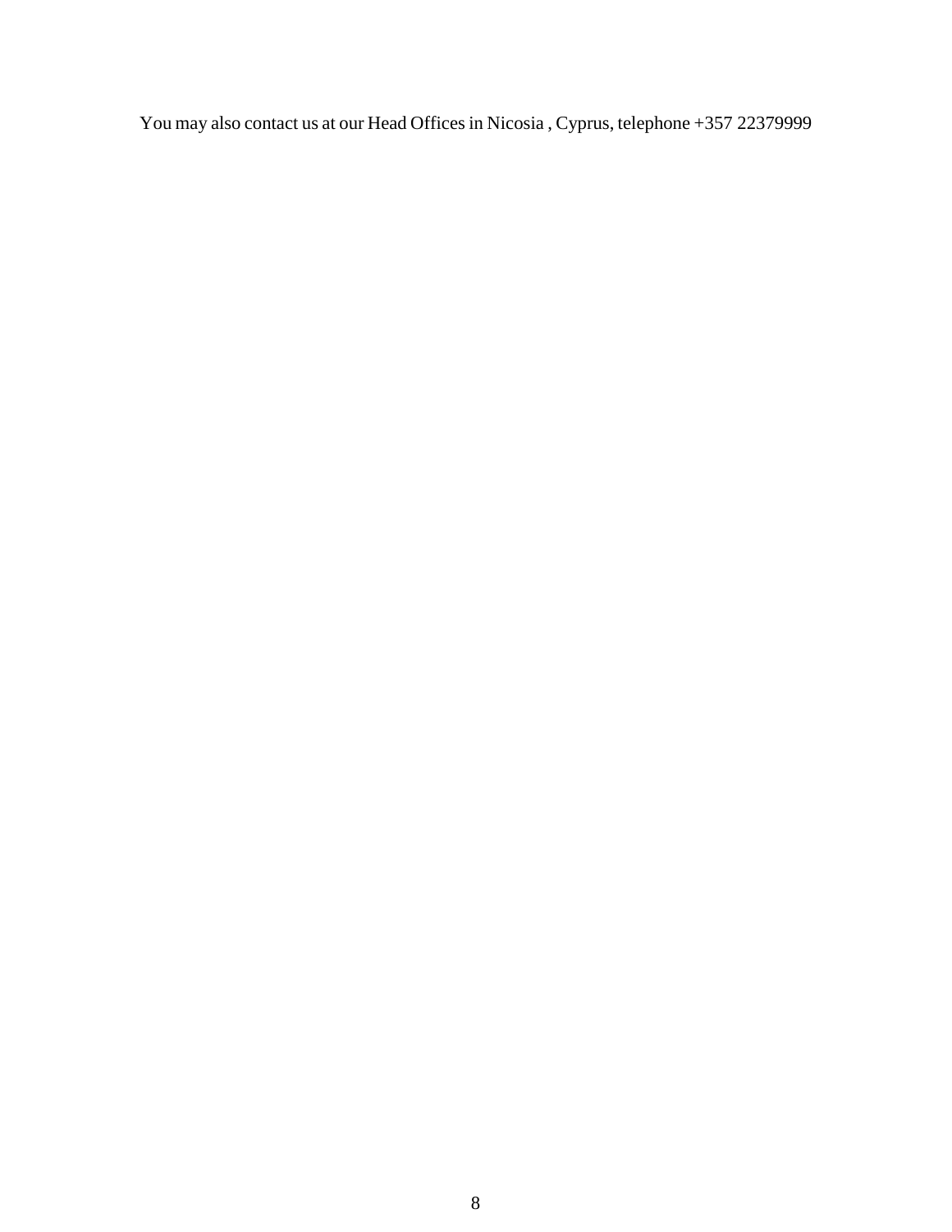You may also contact us at our Head Offices in Nicosia , Cyprus, telephone +357 22379999